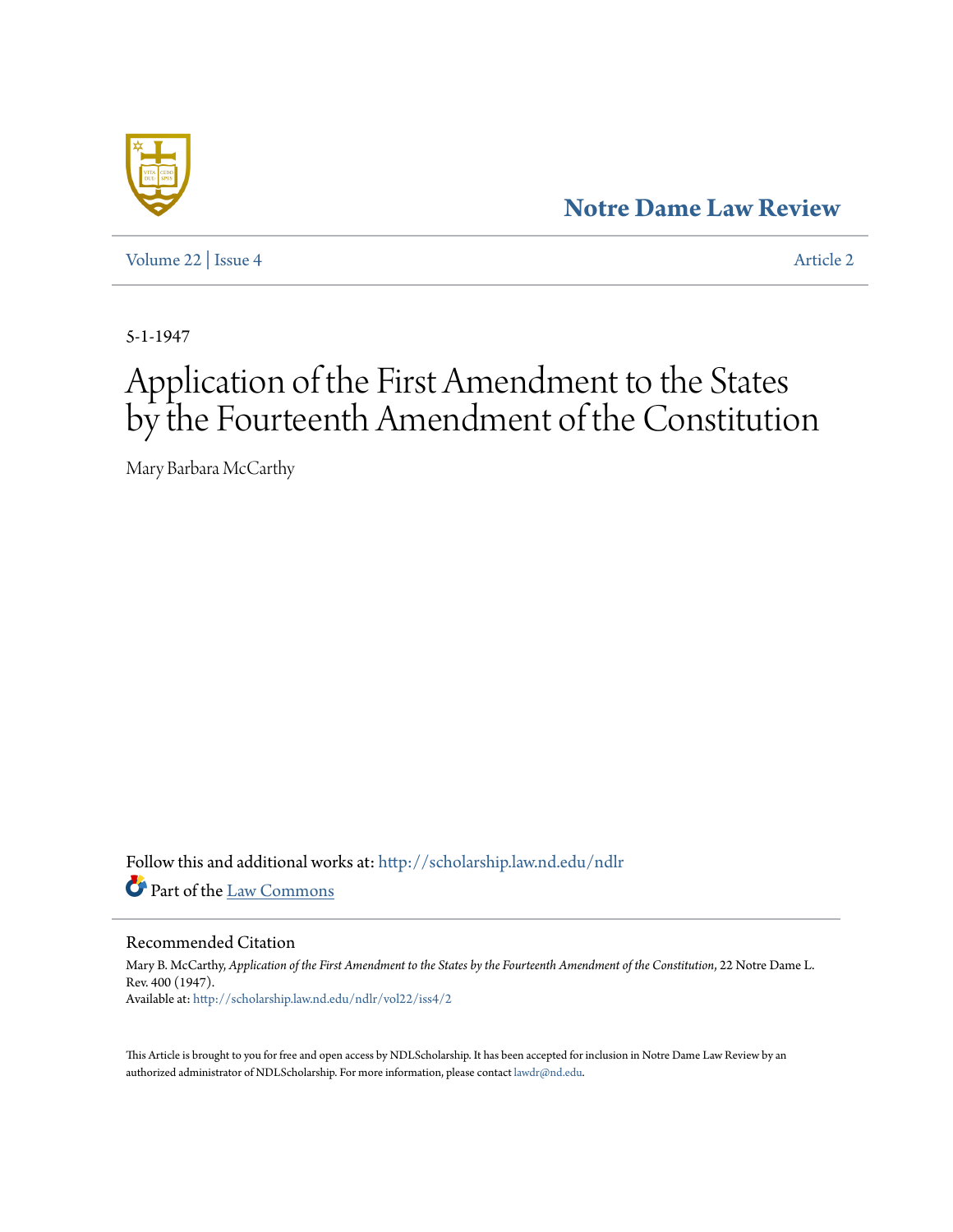Notre Dame Law Review

Volume 22 | Issue 4 Article 2

5-1-1947

# Application of the First Amendment to the States by the Fourteenth Amendment of the Constitution

Mary Barbara McCarthy

Follow this and additional works at: http://scholarship.law.nd.edu/ndlr

Part of the Law Commons

## Recommended Citation

Mary B. McCarthy, *Application of the First Amendment to the States by the Fourteenth Amendment of the Constitution*, 22 Notre Dame L. Rev. 400 (1947).
Available at: http://scholarship.law.nd.edu/ndlr/vol22/iss4/2

This Article is brought to you for free and open access by NDLScholarship. It has been accepted for inclusion in Notre Dame Law Review by an authorized administrator of NDLScholarship. For more information, please contact lawdr@nd.edu.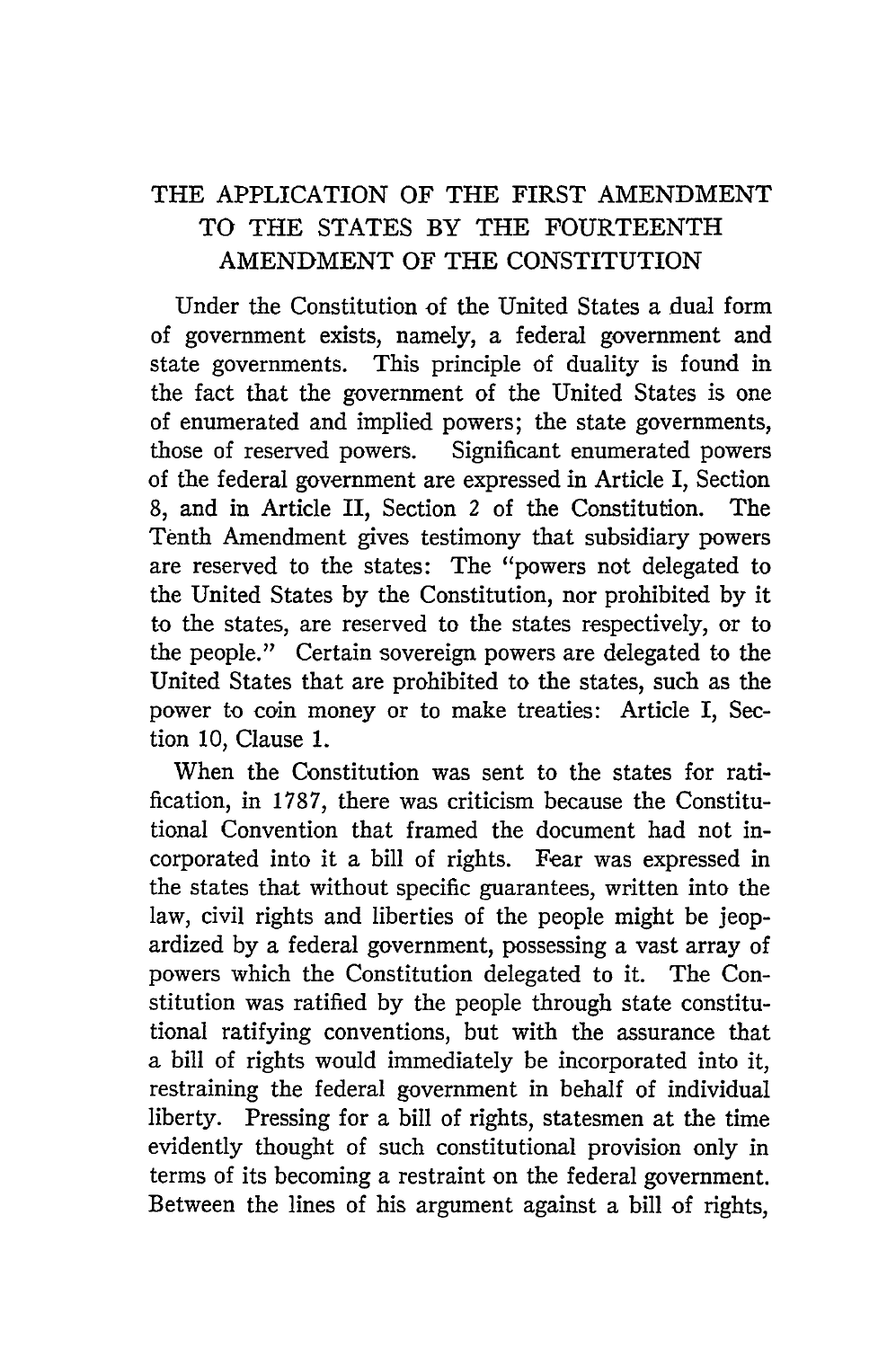# THE APPLICATION OF THE FIRST AMENDMENT TO THE STATES BY THE FOURTEENTH AMENDMENT OF THE CONSTITUTION

Under the Constitution of the United States a dual form of government exists, namely, a federal government and state governments. This principle of duality is found in the fact that the government of the United States is one of enumerated and implied powers; the state governments, those of reserved powers. Significant enumerated powers of the federal government are expressed in Article I, Section 8, and in Article II, Section 2 of the Constitution. The Tenth Amendment gives testimony that subsidiary powers are reserved to the states: The "powers not delegated to the United States by the Constitution, nor prohibited by it to the states, are reserved to the states respectively, or to the people." Certain sovereign powers are delegated to the United States that are prohibited to the states, such as the power to coin money or to make treaties: Article I, Section 10, Clause 1.

When the Constitution was sent to the states for ratification, in 1787, there was criticism because the Constitutional Convention that framed the document had not incorporated into it a bill of rights. Fear was expressed in the states that without specific guarantees, written into the law, civil rights and liberties of the people might be jeopardized by a federal government, possessing a vast array of powers which the Constitution delegated to it. The Constitution was ratified by the people through state constitutional ratifying conventions, but with the assurance that a bill of rights would immediately be incorporated into it, restraining the federal government in behalf of individual liberty. Pressing for a bill of rights, statesmen at the time evidently thought of such constitutional provision only in terms of its becoming a restraint on the federal government. Between the lines of his argument against a bill of rights,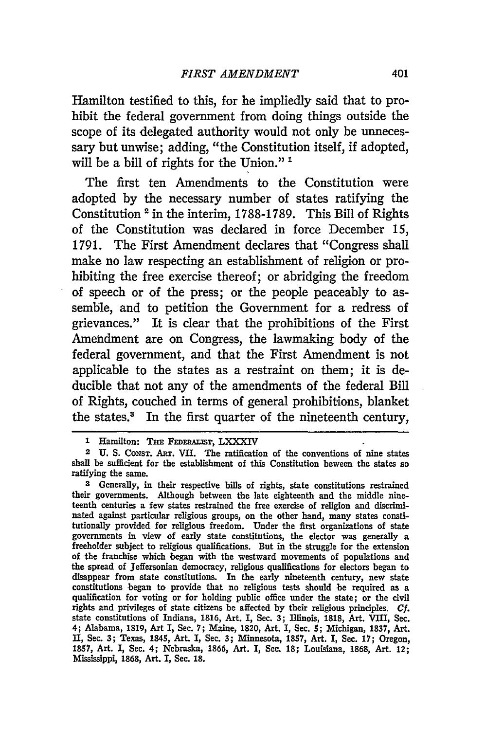Hamilton testified to this, for he impliedly said that to prohibit the federal government from doing things outside the scope of its delegated authority would not only be unnecessary but unwise; adding, "the Constitution itself, if adopted, will be a bill of rights for the Union." [1]

The first ten Amendments to the Constitution were adopted by the necessary number of states ratifying the Constitution [2] in the interim, 1788-1789. This Bill of Rights of the Constitution was declared in force December 15, 1791. The First Amendment declares that "Congress shall make no law respecting an establishment of religion or prohibiting the free exercise thereof; or abridging the freedom of speech or of the press; or the people peaceably to assemble, and to petition the Government for a redress of grievances." It is clear that the prohibitions of the First Amendment are on Congress, the lawmaking body of the federal government, and that the First Amendment is not applicable to the states as a restraint on them; it is deducible that not any of the amendments of the federal Bill of Rights, couched in terms of general prohibitions, blanket the states.[3] In the first quarter of the nineteenth century,

---

[1] Hamilton: THE FEDERALIST, LXXXIV

[2] U. S. CONST. ART. VII. The ratification of the conventions of nine states shall be sufficient for the establishment of this Constitution beween the states so ratifying the same.

[3] Generally, in their respective bills of rights, state constitutions restrained their governments. Although between the late eighteenth and the middle nineteenth centuries a few states restrained the free exercise of religion and discriminated against particular religious groups, on the other hand, many states constitutionally provided for religious freedom. Under the first organizations of state governments in view of early state constitutions, the elector was generally a freeholder subject to religious qualifications. But in the struggle for the extension of the franchise which began with the westward movements of populations and the spread of Jeffersonian democracy, religious qualifications for electors began to disappear from state constitutions. In the early nineteenth century, new state constitutions began to provide that no religious tests should be required as a qualification for voting or for holding public office under the state; or the civil rights and privileges of state citizens be affected by their religious principles. *Cf.* state constitutions of Indiana, 1816, Art. I, Sec. 3; Illinois, 1818, Art. VIII, Sec. 4; Alabama, 1819, Art I, Sec. 7; Maine, 1820, Art. I, Sec. 5; Michigan, 1837, Art. II, Sec. 3; Texas, 1845, Art. I, Sec. 3; Minnesota, 1857, Art. I, Sec. 17; Oregon, 1857, Art. I, Sec. 4; Nebraska, 1866, Art. I, Sec. 18; Louisiana, 1868, Art. 12; Mississippi, 1868, Art. I, Sec. 18.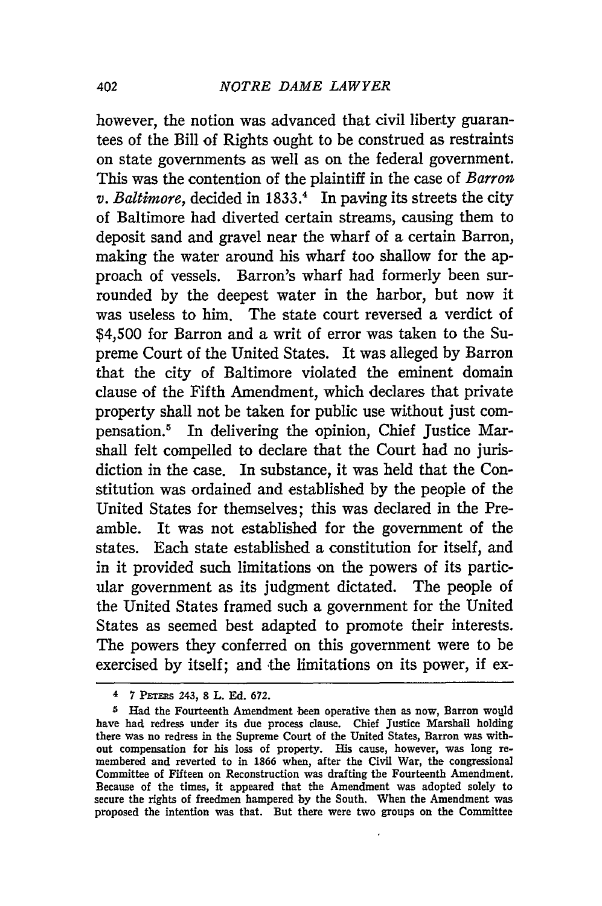however, the notion was advanced that civil liberty guarantees of the Bill of Rights ought to be construed as restraints on state governments as well as on the federal government. This was the contention of the plaintiff in the case of *Barron v. Baltimore*, decided in 1833.[4] In paving its streets the city of Baltimore had diverted certain streams, causing them to deposit sand and gravel near the wharf of a certain Barron, making the water around his wharf too shallow for the approach of vessels. Barron's wharf had formerly been surrounded by the deepest water in the harbor, but now it was useless to him. The state court reversed a verdict of $4,500 for Barron and a writ of error was taken to the Supreme Court of the United States. It was alleged by Barron that the city of Baltimore violated the eminent domain clause of the Fifth Amendment, which declares that private property shall not be taken for public use without just compensation.[5] In delivering the opinion, Chief Justice Marshall felt compelled to declare that the Court had no jurisdiction in the case. In substance, it was held that the Constitution was ordained and established by the people of the United States for themselves; this was declared in the Preamble. It was not established for the government of the states. Each state established a constitution for itself, and in it provided such limitations on the powers of its particular government as its judgment dictated. The people of the United States framed such a government for the United States as seemed best adapted to promote their interests. The powers they conferred on this government were to be exercised by itself; and the limitations on its power, if ex-

---

[4] 7 PETERS 243, 8 L. Ed. 672.

[5] Had the Fourteenth Amendment been operative then as now, Barron would have had redress under its due process clause. Chief Justice Marshall holding there was no redress in the Supreme Court of the United States, Barron was without compensation for his loss of property. His cause, however, was long remembered and reverted to in 1866 when, after the Civil War, the congressional Committee of Fifteen on Reconstruction was drafting the Fourteenth Amendment. Because of the times, it appeared that the Amendment was adopted solely to secure the rights of freedmen hampered by the South. When the Amendment was proposed the intention was that. But there were two groups on the Committee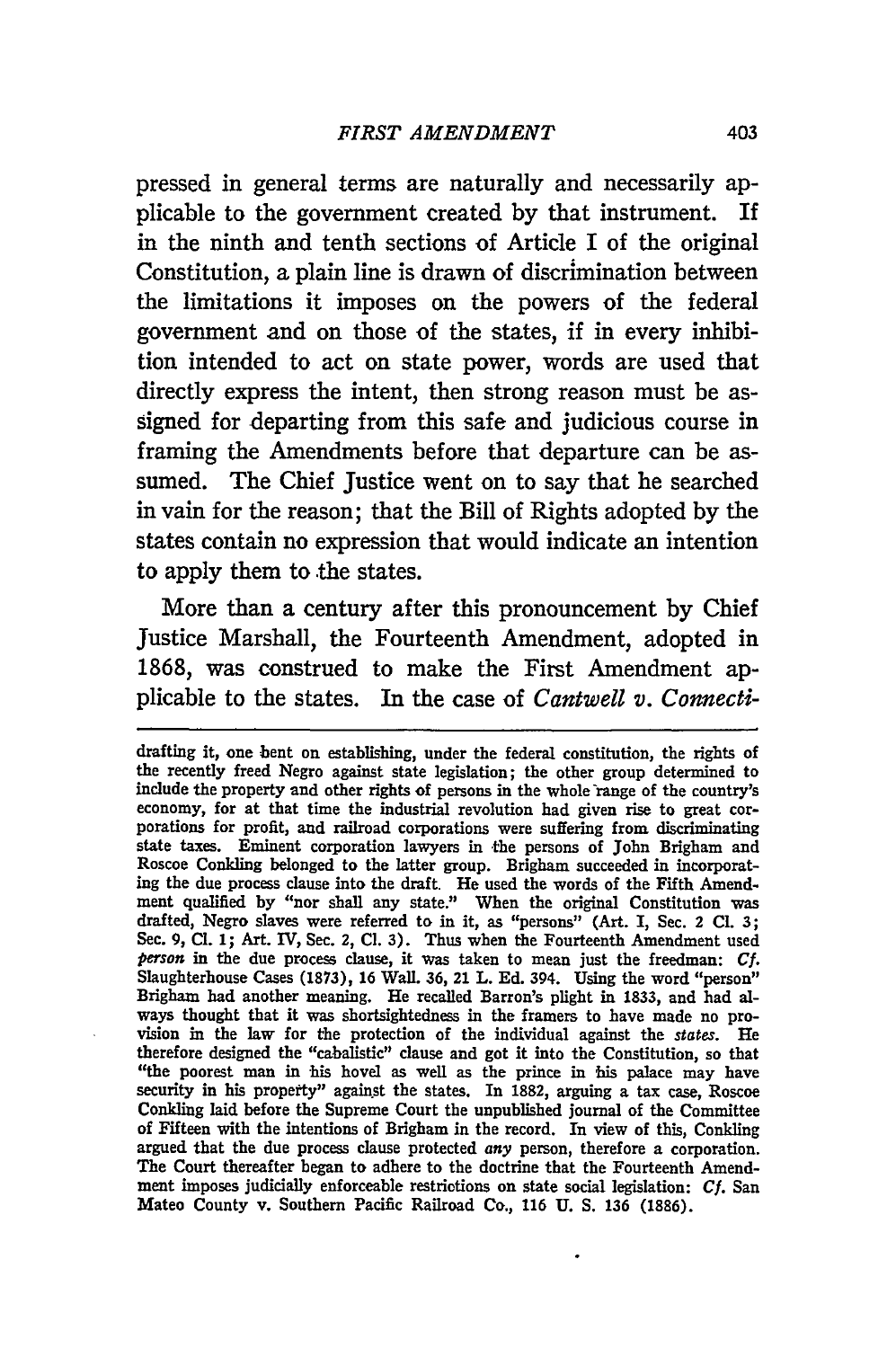pressed in general terms are naturally and necessarily applicable to the government created by that instrument. If in the ninth and tenth sections of Article I of the original Constitution, a plain line is drawn of discrimination between the limitations it imposes on the powers of the federal government and on those of the states, if in every inhibition intended to act on state power, words are used that directly express the intent, then strong reason must be assigned for departing from this safe and judicious course in framing the Amendments before that departure can be assumed. The Chief Justice went on to say that he searched in vain for the reason; that the Bill of Rights adopted by the states contain no expression that would indicate an intention to apply them to the states.

More than a century after this pronouncement by Chief Justice Marshall, the Fourteenth Amendment, adopted in 1868, was construed to make the First Amendment applicable to the states. In the case of *Cantwell v. Connecti-*

---

drafting it, one bent on establishing, under the federal constitution, the rights of the recently freed Negro against state legislation; the other group determined to include the property and other rights of persons in the whole range of the country's economy, for at that time the industrial revolution had given rise to great corporations for profit, and railroad corporations were suffering from discriminating state taxes. Eminent corporation lawyers in the persons of John Brigham and Roscoe Conkling belonged to the latter group. Brigham succeeded in incorporating the due process clause into the draft. He used the words of the Fifth Amendment qualified by "nor shall any state." When the original Constitution was drafted, Negro slaves were referred to in it, as "persons" (Art. I, Sec. 2 Cl. 3; Sec. 9, Cl. 1; Art. IV, Sec. 2, Cl. 3). Thus when the Fourteenth Amendment used *person* in the due process clause, it was taken to mean just the freedman: *Cf.* Slaughterhouse Cases (1873), 16 Wall. 36, 21 L. Ed. 394. Using the word "person" Brigham had another meaning. He recalled Barron's plight in 1833, and had always thought that it was shortsightedness in the framers to have made no provision in the law for the protection of the individual against the *states*. He therefore designed the "cabalistic" clause and got it into the Constitution, so that "the poorest man in his hovel as well as the prince in his palace may have security in his property" against the states. In 1882, arguing a tax case, Roscoe Conkling laid before the Supreme Court the unpublished journal of the Committee of Fifteen with the intentions of Brigham in the record. In view of this, Conkling argued that the due process clause protected *any* person, therefore a corporation. The Court thereafter began to adhere to the doctrine that the Fourteenth Amendment imposes judicially enforceable restrictions on state social legislation: *Cf.* San Mateo County v. Southern Pacific Railroad Co., 116 U. S. 136 (1886).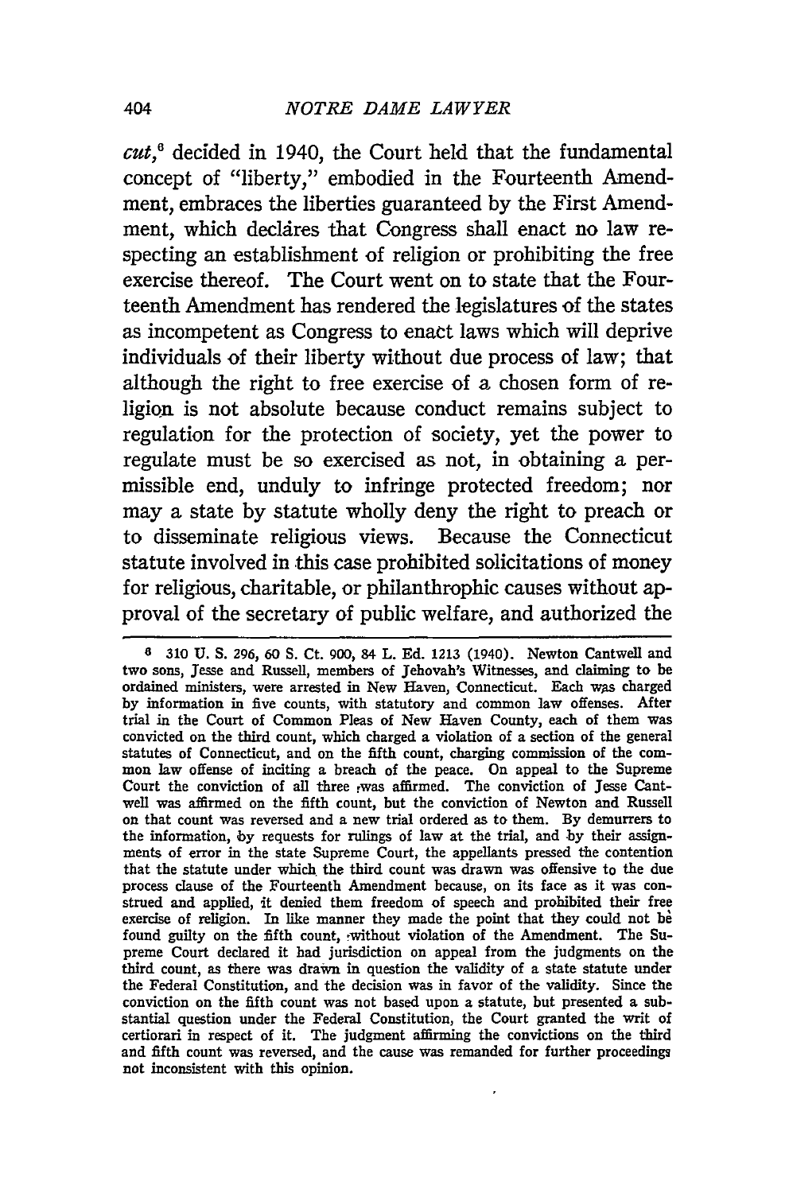*cut*,[6] decided in 1940, the Court held that the fundamental concept of "liberty," embodied in the Fourteenth Amendment, embraces the liberties guaranteed by the First Amendment, which declares that Congress shall enact no law respecting an establishment of religion or prohibiting the free exercise thereof. The Court went on to state that the Fourteenth Amendment has rendered the legislatures of the states as incompetent as Congress to enact laws which will deprive individuals of their liberty without due process of law; that although the right to free exercise of a chosen form of religion is not absolute because conduct remains subject to regulation for the protection of society, yet the power to regulate must be so exercised as not, in obtaining a permissible end, unduly to infringe protected freedom; nor may a state by statute wholly deny the right to preach or to disseminate religious views. Because the Connecticut statute involved in this case prohibited solicitations of money for religious, charitable, or philanthrophic causes without approval of the secretary of public welfare, and authorized the

---

[6] 310 U. S. 296, 60 S. Ct. 900, 84 L. Ed. 1213 (1940). Newton Cantwell and two sons, Jesse and Russell, members of Jehovah's Witnesses, and claiming to be ordained ministers, were arrested in New Haven, Connecticut. Each was charged by information in five counts, with statutory and common law offenses. After trial in the Court of Common Pleas of New Haven County, each of them was convicted on the third count, which charged a violation of a section of the general statutes of Connecticut, and on the fifth count, charging commission of the common law offense of inciting a breach of the peace. On appeal to the Supreme Court the conviction of all three was affirmed. The conviction of Jesse Cantwell was affirmed on the fifth count, but the conviction of Newton and Russell on that count was reversed and a new trial ordered as to them. By demurrers to the information, by requests for rulings of law at the trial, and by their assignments of error in the state Supreme Court, the appellants pressed the contention that the statute under which the third count was drawn was offensive to the due process clause of the Fourteenth Amendment because, on its face as it was construed and applied, it denied them freedom of speech and prohibited their free exercise of religion. In like manner they made the point that they could not be found guilty on the fifth count, without violation of the Amendment. The Supreme Court declared it had jurisdiction on appeal from the judgments on the third count, as there was drawn in question the validity of a state statute under the Federal Constitution, and the decision was in favor of the validity. Since the conviction on the fifth count was not based upon a statute, but presented a substantial question under the Federal Constitution, the Court granted the writ of certiorari in respect of it. The judgment affirming the convictions on the third and fifth count was reversed, and the cause was remanded for further proceedings not inconsistent with this opinion.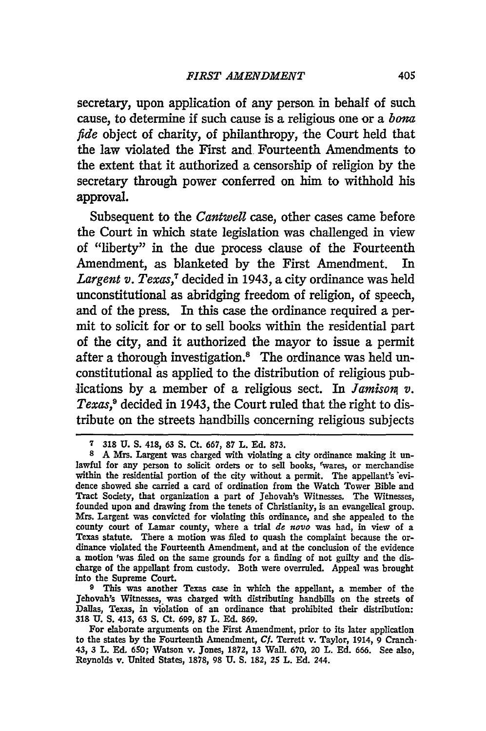secretary, upon application of any person in behalf of such cause, to determine if such cause is a religious one or a *bona fide* object of charity, of philanthropy, the Court held that the law violated the First and Fourteenth Amendments to the extent that it authorized a censorship of religion by the secretary through power conferred on him to withhold his approval.

Subsequent to the *Cantwell* case, other cases came before the Court in which state legislation was challenged in view of "liberty" in the due process clause of the Fourteenth Amendment, as blanketed by the First Amendment. In *Largent v. Texas*,[7] decided in 1943, a city ordinance was held unconstitutional as abridging freedom of religion, of speech, and of the press. In this case the ordinance required a permit to solicit for or to sell books within the residential part of the city, and it authorized the mayor to issue a permit after a thorough investigation.[8] The ordinance was held unconstitutional as applied to the distribution of religious publications by a member of a religious sect. In *Jamison v. Texas*,[9] decided in 1943, the Court ruled that the right to distribute on the streets handbills concerning religious subjects

---

[7] 318 U. S. 418, 63 S. Ct. 667, 87 L. Ed. 873.

[8] A Mrs. Largent was charged with violating a city ordinance making it unlawful for any person to solicit orders or to sell books, wares, or merchandise within the residential portion of the city without a permit. The appellant's evidence showed she carried a card of ordination from the Watch Tower Bible and Tract Society, that organization a part of Jehovah's Witnesses. The Witnesses, founded upon and drawing from the tenets of Christianity, is an evangelical group. Mrs. Largent was convicted for violating this ordinance, and she appealed to the county court of Lamar county, where a trial *de novo* was had, in view of a Texas statute. There a motion was filed to quash the complaint because the ordinance violated the Fourteenth Amendment, and at the conclusion of the evidence a motion was filed on the same grounds for a finding of not guilty and the discharge of the appellant from custody. Both were overruled. Appeal was brought into the Supreme Court.

[9] This was another Texas case in which the appellant, a member of the Jehovah's Witnesses, was charged with distributing handbills on the streets of Dallas, Texas, in violation of an ordinance that prohibited their distribution: 318 U. S. 413, 63 S. Ct. 699, 87 L. Ed. 869.

For elaborate arguments on the First Amendment, prior to its later application to the states by the Fourteenth Amendment, *Cf.* Terrett v. Taylor, 1914, 9 Cranch 43, 3 L. Ed. 650; Watson v. Jones, 1872, 13 Wall. 670, 20 L. Ed. 666. See also, Reynolds v. United States, 1878, 98 U. S. 182, 25 L. Ed. 244.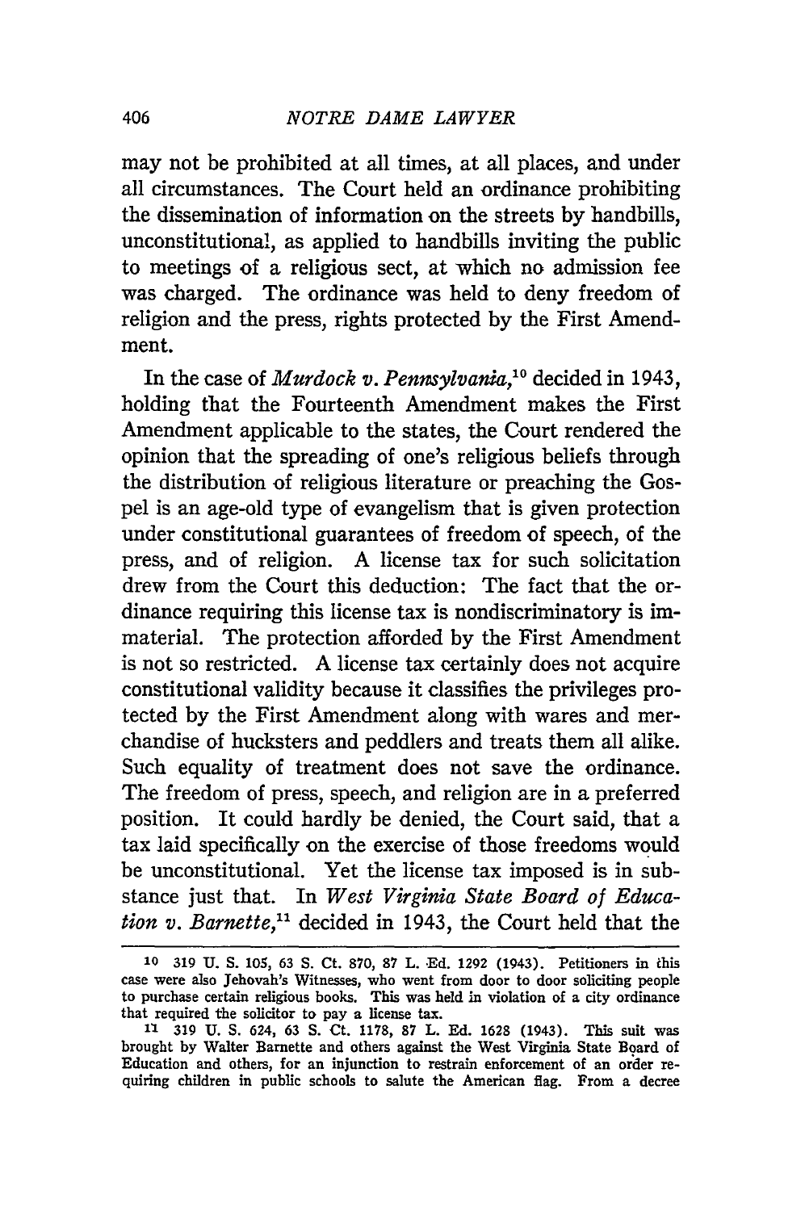may not be prohibited at all times, at all places, and under all circumstances. The Court held an ordinance prohibiting the dissemination of information on the streets by handbills, unconstitutional, as applied to handbills inviting the public to meetings of a religious sect, at which no admission fee was charged. The ordinance was held to deny freedom of religion and the press, rights protected by the First Amendment.

In the case of *Murdock v. Pennsylvania*,[10] decided in 1943, holding that the Fourteenth Amendment makes the First Amendment applicable to the states, the Court rendered the opinion that the spreading of one's religious beliefs through the distribution of religious literature or preaching the Gospel is an age-old type of evangelism that is given protection under constitutional guarantees of freedom of speech, of the press, and of religion. A license tax for such solicitation drew from the Court this deduction: The fact that the ordinance requiring this license tax is nondiscriminatory is immaterial. The protection afforded by the First Amendment is not so restricted. A license tax certainly does not acquire constitutional validity because it classifies the privileges protected by the First Amendment along with wares and merchandise of hucksters and peddlers and treats them all alike. Such equality of treatment does not save the ordinance. The freedom of press, speech, and religion are in a preferred position. It could hardly be denied, the Court said, that a tax laid specifically on the exercise of those freedoms would be unconstitutional. Yet the license tax imposed is in substance just that. In *West Virginia State Board of Education v. Barnette*,[11] decided in 1943, the Court held that the

---

[10] 319 U. S. 105, 63 S. Ct. 870, 87 L. Ed. 1292 (1943). Petitioners in this case were also Jehovah's Witnesses, who went from door to door soliciting people to purchase certain religious books. This was held in violation of a city ordinance that required the solicitor to pay a license tax.

[11] 319 U. S. 624, 63 S. Ct. 1178, 87 L. Ed. 1628 (1943). This suit was brought by Walter Barnette and others against the West Virginia State Board of Education and others, for an injunction to restrain enforcement of an order requiring children in public schools to salute the American flag. From a decree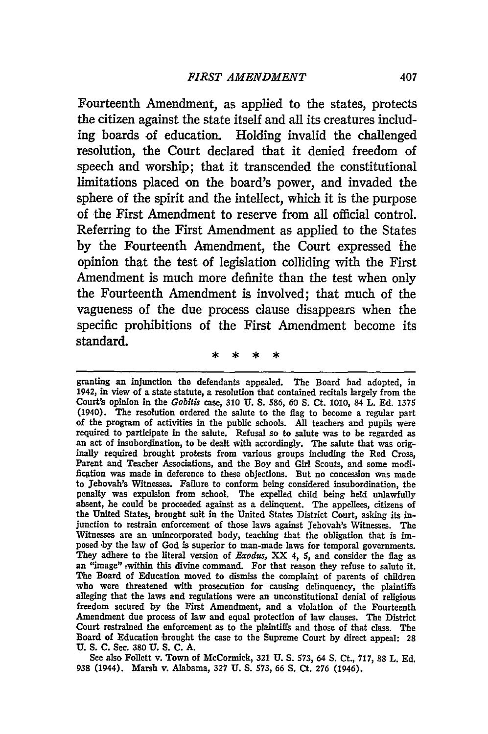Fourteenth Amendment, as applied to the states, protects the citizen against the state itself and all its creatures including boards of education. Holding invalid the challenged resolution, the Court declared that it denied freedom of speech and worship; that it transcended the constitutional limitations placed on the board's power, and invaded the sphere of the spirit and the intellect, which it is the purpose of the First Amendment to reserve from all official control. Referring to the First Amendment as applied to the States by the Fourteenth Amendment, the Court expressed the opinion that the test of legislation colliding with the First Amendment is much more definite than the test when only the Fourteenth Amendment is involved; that much of the vagueness of the due process clause disappears when the specific prohibitions of the First Amendment become its standard.

\* \* \* \*

---

granting an injunction the defendants appealed. The Board had adopted, in 1942, in view of a state statute, a resolution that contained recitals largely from the Court's opinion in the *Gobitis* case, 310 U. S. 586, 60 S. Ct. 1010, 84 L. Ed. 1375 (1940). The resolution ordered the salute to the flag to become a regular part of the program of activities in the public schools. All teachers and pupils were required to participate in the salute. Refusal so to salute was to be regarded as an act of insubordination, to be dealt with accordingly. The salute that was originally required brought protests from various groups including the Red Cross, Parent and Teacher Associations, and the Boy and Girl Scouts, and some modification was made in deference to these objections. But no concession was made to Jehovah's Witnesses. Failure to conform being considered insubordination, the penalty was expulsion from school. The expelled child being held unlawfully absent, he could be proceeded against as a delinquent. The appellees, citizens of the United States, brought suit in the United States District Court, asking its injunction to restrain enforcement of those laws against Jehovah's Witnesses. The Witnesses are an unincorporated body, teaching that the obligation that is imposed by the law of God is superior to man-made laws for temporal governments. They adhere to the literal version of *Exodus*, XX 4, 5, and consider the flag as an "image" within this divine command. For that reason they refuse to salute it. The Board of Education moved to dismiss the complaint of parents of children who were threatened with prosecution for causing delinquency, the plaintiffs alleging that the laws and regulations were an unconstitutional denial of religious freedom secured by the First Amendment, and a violation of the Fourteenth Amendment due process of law and equal protection of law clauses. The District Court restrained the enforcement as to the plaintiffs and those of that class. The Board of Education brought the case to the Supreme Court by direct appeal: 28 U. S. C. Sec. 380 U. S. C. A.

See also Follett v. Town of McCormick, 321 U. S. 573, 64 S. Ct., 717, 88 L. Ed. 938 (1944). Marsh v. Alabama, 327 U. S. 573, 66 S. Ct. 276 (1946).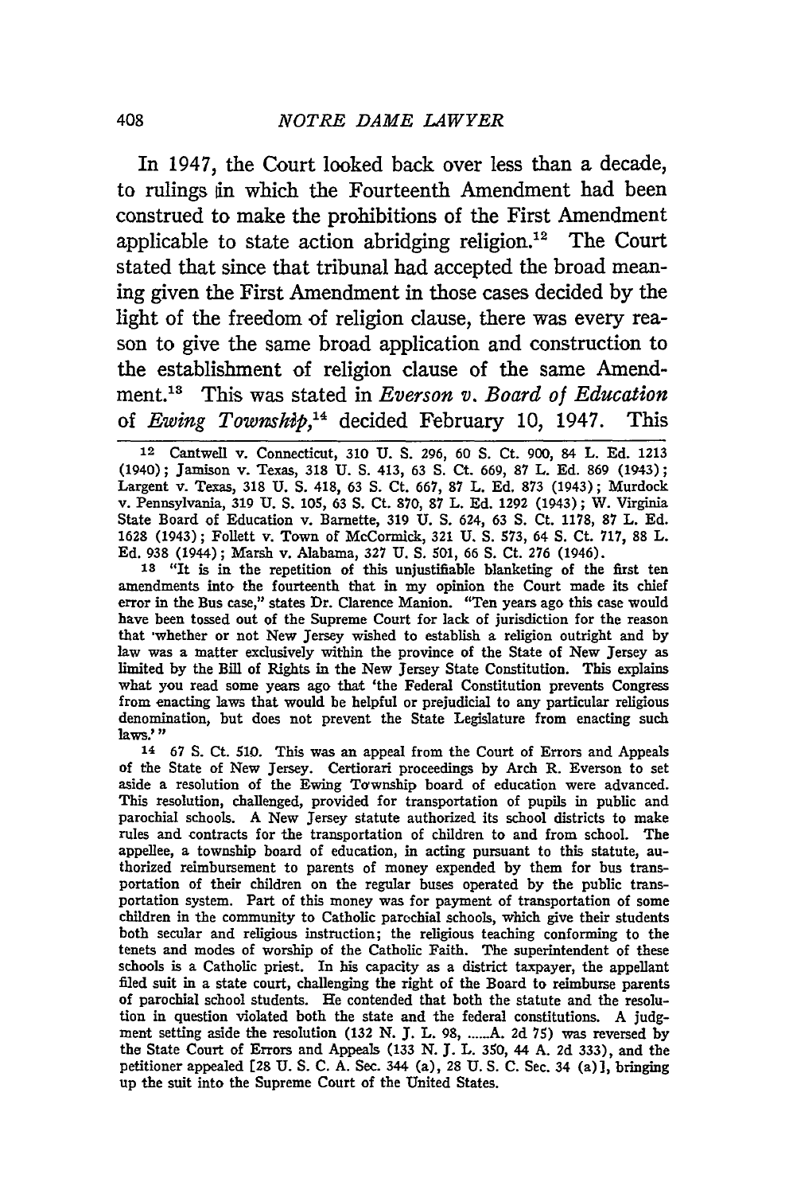In 1947, the Court looked back over less than a decade, to rulings in which the Fourteenth Amendment had been construed to make the prohibitions of the First Amendment applicable to state action abridging religion.[12] The Court stated that since that tribunal had accepted the broad meaning given the First Amendment in those cases decided by the light of the freedom of religion clause, there was every reason to give the same broad application and construction to the establishment of religion clause of the same Amendment.[13] This was stated in *Everson v. Board of Education* of *Ewing Township*,[14] decided February 10, 1947. This

---

[12] Cantwell v. Connecticut, 310 U. S. 296, 60 S. Ct. 900, 84 L. Ed. 1213 (1940); Jamison v. Texas, 318 U. S. 413, 63 S. Ct. 669, 87 L. Ed. 869 (1943); Largent v. Texas, 318 U. S. 418, 63 S. Ct. 667, 87 L. Ed. 873 (1943); Murdock v. Pennsylvania, 319 U. S. 105, 63 S. Ct. 870, 87 L. Ed. 1292 (1943); W. Virginia State Board of Education v. Barnette, 319 U. S. 624, 63 S. Ct. 1178, 87 L. Ed. 1628 (1943); Follett v. Town of McCormick, 321 U. S. 573, 64 S. Ct. 717, 88 L. Ed. 938 (1944); Marsh v. Alabama, 327 U. S. 501, 66 S. Ct. 276 (1946).

[13] "It is in the repetition of this unjustifiable blanketing of the first ten amendments into the fourteenth that in my opinion the Court made its chief error in the Bus case," states Dr. Clarence Manion. "Ten years ago this case would have been tossed out of the Supreme Court for lack of jurisdiction for the reason that 'whether or not New Jersey wished to establish a religion outright and by law was a matter exclusively within the province of the State of New Jersey as limited by the Bill of Rights in the New Jersey State Constitution. This explains what you read some years ago that 'the Federal Constitution prevents Congress from enacting laws that would be helpful or prejudicial to any particular religious denomination, but does not prevent the State Legislature from enacting such laws.'"

[14] 67 S. Ct. 510. This was an appeal from the Court of Errors and Appeals of the State of New Jersey. Certiorari proceedings by Arch R. Everson to set aside a resolution of the Ewing Township board of education were advanced. This resolution, challenged, provided for transportation of pupils in public and parochial schools. A New Jersey statute authorized its school districts to make rules and contracts for the transportation of children to and from school. The appellee, a township board of education, in acting pursuant to this statute, authorized reimbursement to parents of money expended by them for bus transportation of their children on the regular buses operated by the public transportation system. Part of this money was for payment of transportation of some children in the community to Catholic parochial schools, which give their students both secular and religious instruction; the religious teaching conforming to the tenets and modes of worship of the Catholic Faith. The superintendent of these schools is a Catholic priest. In his capacity as a district taxpayer, the appellant filed suit in a state court, challenging the right of the Board to reimburse parents of parochial school students. He contended that both the statute and the resolution in question violated both the state and the federal constitutions. A judgment setting aside the resolution (132 N. J. L. 98, ......A. 2d 75) was reversed by the State Court of Errors and Appeals (133 N. J. L. 350, 44 A. 2d 333), and the petitioner appealed [28 U. S. C. A. Sec. 344 (a), 28 U. S. C. Sec. 34 (a)], bringing up the suit into the Supreme Court of the United States.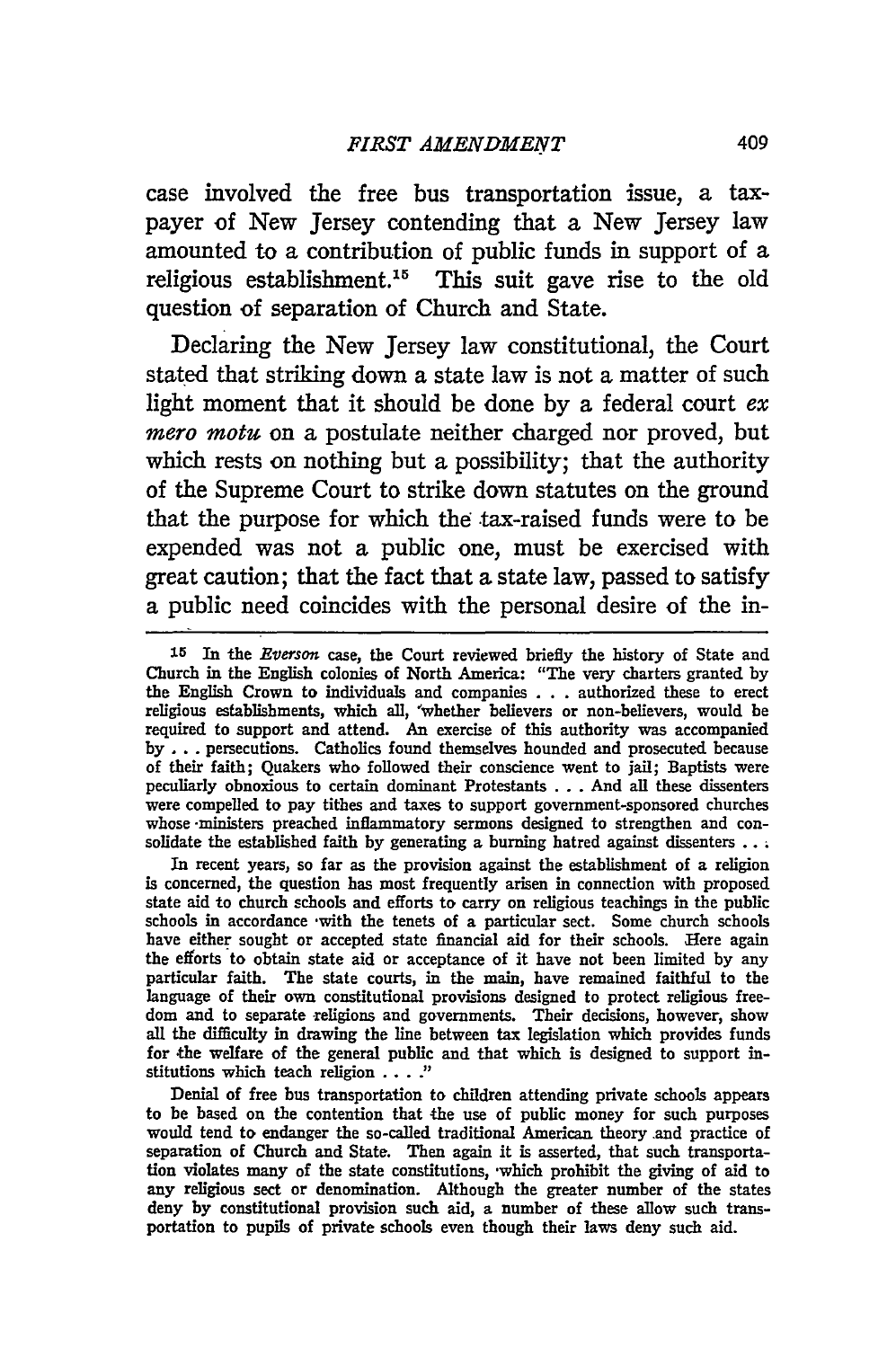case involved the free bus transportation issue, a taxpayer of New Jersey contending that a New Jersey law amounted to a contribution of public funds in support of a religious establishment.[15] This suit gave rise to the old question of separation of Church and State.

Declaring the New Jersey law constitutional, the Court stated that striking down a state law is not a matter of such light moment that it should be done by a federal court *ex mero motu* on a postulate neither charged nor proved, but which rests on nothing but a possibility; that the authority of the Supreme Court to strike down statutes on the ground that the purpose for which the tax-raised funds were to be expended was not a public one, must be exercised with great caution; that the fact that a state law, passed to satisfy a public need coincides with the personal desire of the in-

---

[15] In the *Everson* case, the Court reviewed briefly the history of State and Church in the English colonies of North America: "The very charters granted by the English Crown to individuals and companies . . . authorized these to erect religious establishments, which all, 'whether believers or non-believers, would be required to support and attend. An exercise of this authority was accompanied by . . . persecutions. Catholics found themselves hounded and prosecuted because of their faith; Quakers who followed their conscience went to jail; Baptists were peculiarly obnoxious to certain dominant Protestants . . . And all these dissenters were compelled to pay tithes and taxes to support government-sponsored churches whose ministers preached inflammatory sermons designed to strengthen and consolidate the established faith by generating a burning hatred against dissenters . . .

In recent years, so far as the provision against the establishment of a religion is concerned, the question has most frequently arisen in connection with proposed state aid to church schools and efforts to carry on religious teachings in the public schools in accordance with the tenets of a particular sect. Some church schools have either sought or accepted state financial aid for their schools. Here again the efforts to obtain state aid or acceptance of it have not been limited by any particular faith. The state courts, in the main, have remained faithful to the language of their own constitutional provisions designed to protect religious freedom and to separate religions and governments. Their decisions, however, show all the difficulty in drawing the line between tax legislation which provides funds for the welfare of the general public and that which is designed to support institutions which teach religion . . . ."

Denial of free bus transportation to children attending private schools appears to be based on the contention that the use of public money for such purposes would tend to endanger the so-called traditional American theory and practice of separation of Church and State. Then again it is asserted, that such transportation violates many of the state constitutions, which prohibit the giving of aid to any religious sect or denomination. Although the greater number of the states deny by constitutional provision such aid, a number of these allow such transportation to pupils of private schools even though their laws deny such aid.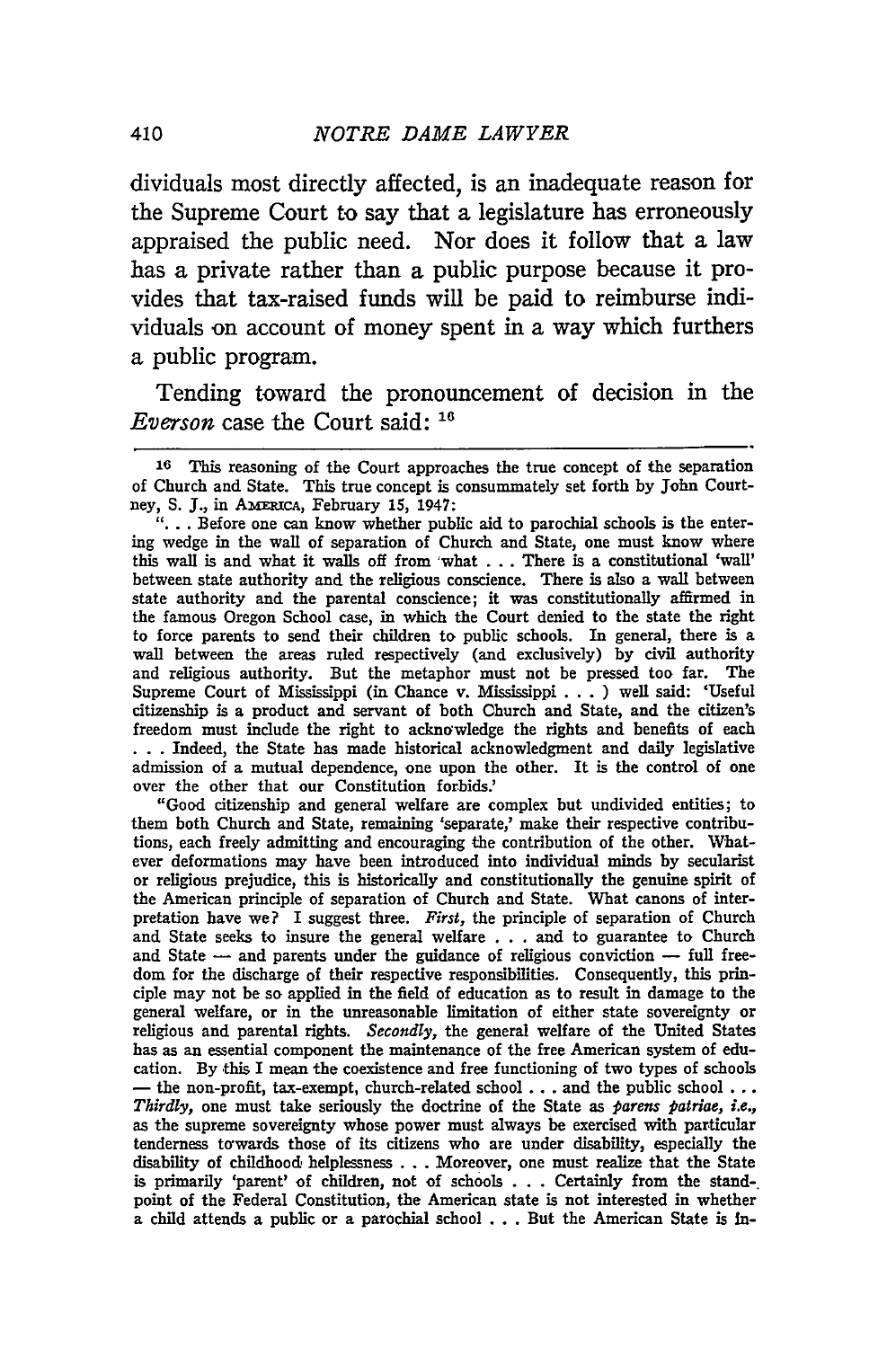dividuals most directly affected, is an inadequate reason for the Supreme Court to say that a legislature has erroneously appraised the public need. Nor does it follow that a law has a private rather than a public purpose because it provides that tax-raised funds will be paid to reimburse individuals on account of money spent in a way which furthers a public program.

Tending toward the pronouncement of decision in the *Everson* case the Court said: [16]

---

[16] This reasoning of the Court approaches the true concept of the separation of Church and State. This true concept is consummately set forth by John Courtney, S. J., in AMERICA, February 15, 1947:

". . . Before one can know whether public aid to parochial schools is the entering wedge in the wall of separation of Church and State, one must know where this wall is and what it walls off from what . . . There is a constitutional 'wall' between state authority and the religious conscience. There is also a wall between state authority and the parental conscience; it was constitutionally affirmed in the famous Oregon School case, in which the Court denied to the state the right to force parents to send their children to public schools. In general, there is a wall between the areas ruled respectively (and exclusively) by civil authority and religious authority. But the metaphor must not be pressed too far. The Supreme Court of Mississippi (in Chance v. Mississippi . . . ) well said: 'Useful citizenship is a product and servant of both Church and State, and the citizen's freedom must include the right to acknowledge the rights and benefits of each . . . Indeed, the State has made historical acknowledgment and daily legislative admission of a mutual dependence, one upon the other. It is the control of one over the other that our Constitution forbids.'

"Good citizenship and general welfare are complex but undivided entities; to them both Church and State, remaining 'separate,' make their respective contributions, each freely admitting and encouraging the contribution of the other. Whatever deformations may have been introduced into individual minds by secularist or religious prejudice, this is historically and constitutionally the genuine spirit of the American principle of separation of Church and State. What canons of interpretation have we? I suggest three. *First,* the principle of separation of Church and State seeks to insure the general welfare . . . and to guarantee to Church and State — and parents under the guidance of religious conviction — full freedom for the discharge of their respective responsibilities. Consequently, this principle may not be so applied in the field of education as to result in damage to the general welfare, or in the unreasonable limitation of either state sovereignty or religious and parental rights. *Secondly,* the general welfare of the United States has as an essential component the maintenance of the free American system of education. By this I mean the coexistence and free functioning of two types of schools — the non-profit, tax-exempt, church-related school . . . and the public school . . . *Thirdly,* one must take seriously the doctrine of the State as *parens patriae, i.e.,* as the supreme sovereignty whose power must always be exercised with particular tenderness towards those of its citizens who are under disability, especially the disability of childhood helplessness . . . Moreover, one must realize that the State is primarily 'parent' of children, not of schools . . . Certainly from the standpoint of the Federal Constitution, the American state is not interested in whether a child attends a public or a parochial school . . . But the American State is in-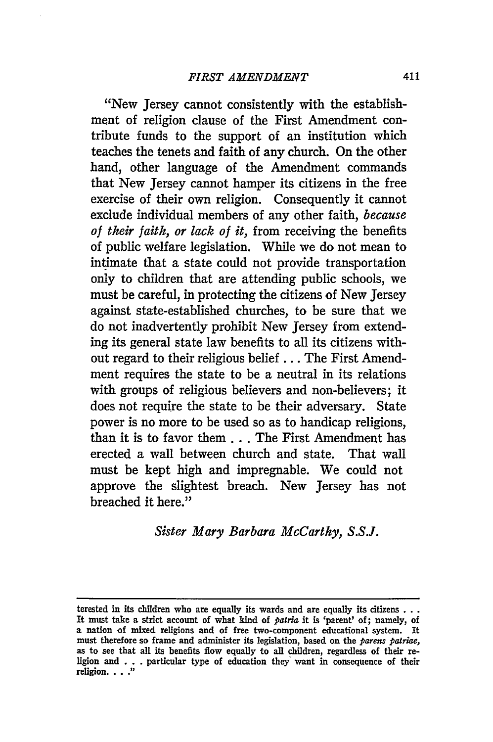"New Jersey cannot consistently with the establishment of religion clause of the First Amendment contribute funds to the support of an institution which teaches the tenets and faith of any church. On the other hand, other language of the Amendment commands that New Jersey cannot hamper its citizens in the free exercise of their own religion. Consequently it cannot exclude individual members of any other faith, *because of their faith, or lack of it,* from receiving the benefits of public welfare legislation. While we do not mean to intimate that a state could not provide transportation only to children that are attending public schools, we must be careful, in protecting the citizens of New Jersey against state-established churches, to be sure that we do not inadvertently prohibit New Jersey from extending its general state law benefits to all its citizens without regard to their religious belief . . . The First Amendment requires the state to be a neutral in its relations with groups of religious believers and non-believers; it does not require the state to be their adversary. State power is no more to be used so as to handicap religions, than it is to favor them . . . The First Amendment has erected a wall between church and state. That wall must be kept high and impregnable. We could not approve the slightest breach. New Jersey has not breached it here."

*Sister Mary Barbara McCarthy, S.S.J.*

---

terested in its children who are equally its wards and are equally its citizens . . . It must take a strict account of what kind of *patria* it is 'parent' of; namely, of a nation of mixed religions and of free two-component educational system. It must therefore so frame and administer its legislation, based on the *parens patriae*, as to see that all its benefits flow equally to all children, regardless of their religion and . . . particular type of education they want in consequence of their religion. . . ."